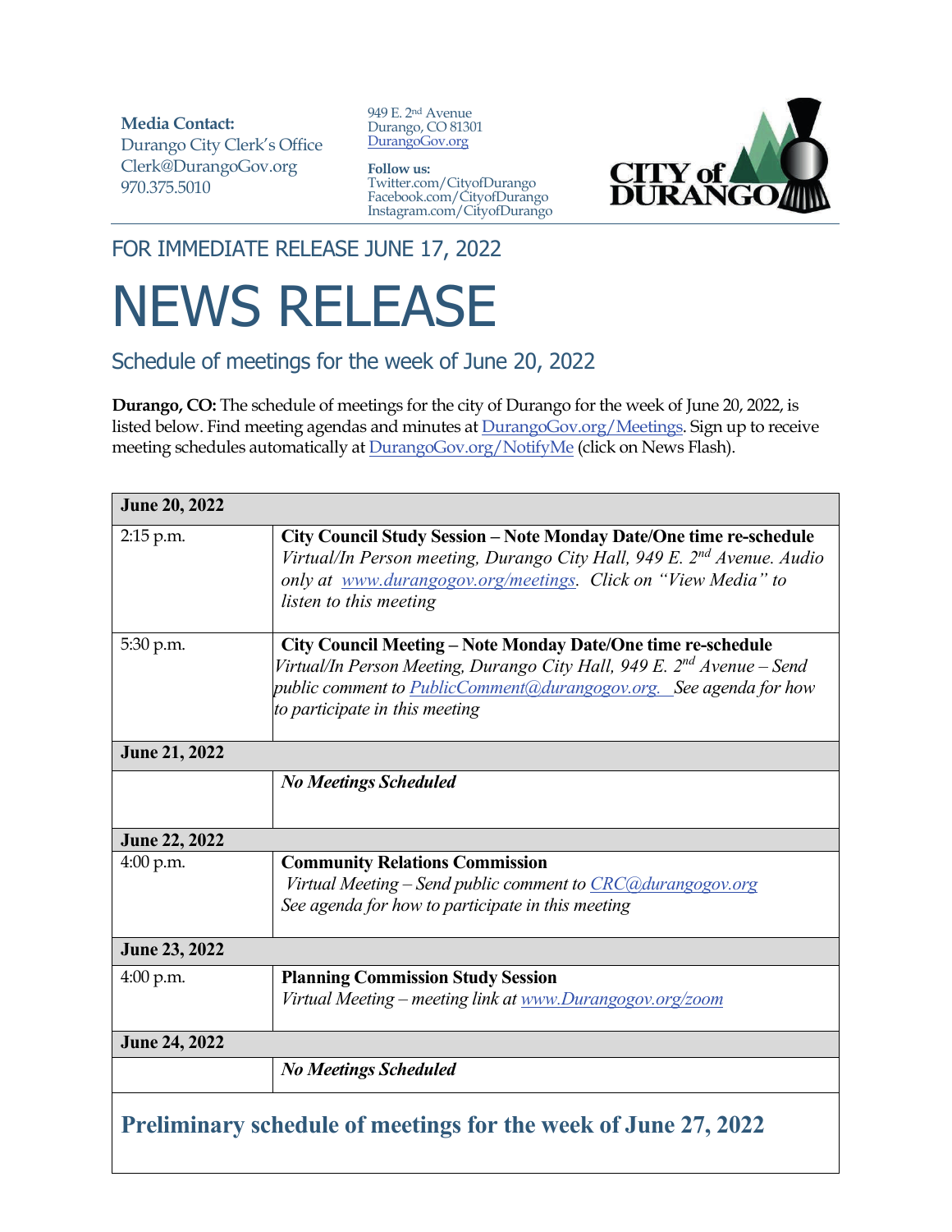**Media Contact:**
Durango City Clerk's Office
Clerk@DurangoGov.org
970.375.5010

949 E. 2nd Avenue
Durango, CO 81301
DurangoGov.org

**Follow us:**
Twitter.com/CityofDurango
Facebook.com/CityofDurango
Instagram.com/CityofDurango

CITY of DURANGO

FOR IMMEDIATE RELEASE JUNE 17, 2022

# NEWS RELEASE

## Schedule of meetings for the week of June 20, 2022

**Durango, CO:** The schedule of meetings for the city of Durango for the week of June 20, 2022, is listed below. Find meeting agendas and minutes at DurangoGov.org/Meetings. Sign up to receive meeting schedules automatically at DurangoGov.org/NotifyMe (click on News Flash).

| **June 20, 2022** | |
|---|---|
| 2:15 p.m. | **City Council Study Session – Note Monday Date/One time re-schedule** *Virtual/In Person meeting, Durango City Hall, 949 E. 2nd Avenue. Audio only at www.durangogov.org/meetings. Click on "View Media" to listen to this meeting* |
| 5:30 p.m. | **City Council Meeting – Note Monday Date/One time re-schedule** *Virtual/In Person Meeting, Durango City Hall, 949 E. 2nd Avenue – Send public comment to PublicComment@durangogov.org. See agenda for how to participate in this meeting* |
| **June 21, 2022** | |
| | ***No Meetings Scheduled*** |
| **June 22, 2022** | |
| 4:00 p.m. | **Community Relations Commission** *Virtual Meeting – Send public comment to CRC@durangogov.org See agenda for how to participate in this meeting* |
| **June 23, 2022** | |
| 4:00 p.m. | **Planning Commission Study Session** *Virtual Meeting – meeting link at www.Durangogov.org/zoom* |
| **June 24, 2022** | |
| | ***No Meetings Scheduled*** |

## Preliminary schedule of meetings for the week of June 27, 2022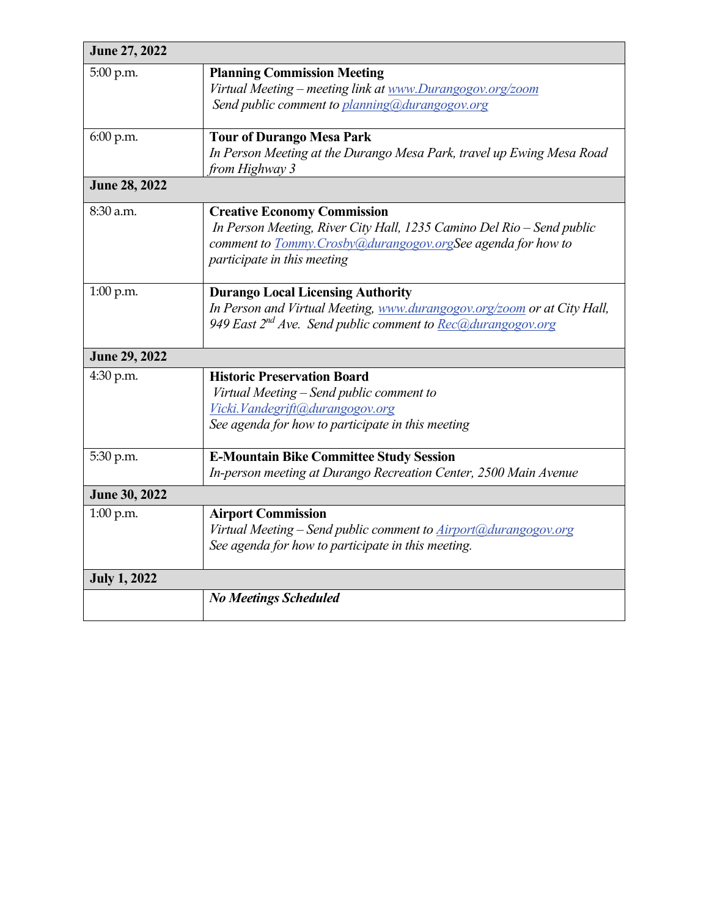| | |
|---|---|
| **June 27, 2022** | |
| 5:00 p.m. | **Planning Commission Meeting**<br>*Virtual Meeting – meeting link at www.Durangogov.org/zoom*<br>*Send public comment to planning@durangogov.org* |
| 6:00 p.m. | **Tour of Durango Mesa Park**<br>*In Person Meeting at the Durango Mesa Park, travel up Ewing Mesa Road from Highway 3* |
| **June 28, 2022** | |
| 8:30 a.m. | **Creative Economy Commission**<br>*In Person Meeting, River City Hall, 1235 Camino Del Rio – Send public comment to Tommy.Crosby@durangogov.orgSee agenda for how to participate in this meeting* |
| 1:00 p.m. | **Durango Local Licensing Authority**<br>*In Person and Virtual Meeting, www.durangogov.org/zoom or at City Hall, 949 East 2nd Ave. Send public comment to Rec@durangogov.org* |
| **June 29, 2022** | |
| 4:30 p.m. | **Historic Preservation Board**<br>*Virtual Meeting – Send public comment to Vicki.Vandegrift@durangogov.org*<br>*See agenda for how to participate in this meeting* |
| 5:30 p.m. | **E-Mountain Bike Committee Study Session**<br>*In-person meeting at Durango Recreation Center, 2500 Main Avenue* |
| **June 30, 2022** | |
| 1:00 p.m. | **Airport Commission**<br>*Virtual Meeting – Send public comment to Airport@durangogov.org*<br>*See agenda for how to participate in this meeting.* |
| **July 1, 2022** | |
| | ***No Meetings Scheduled*** |